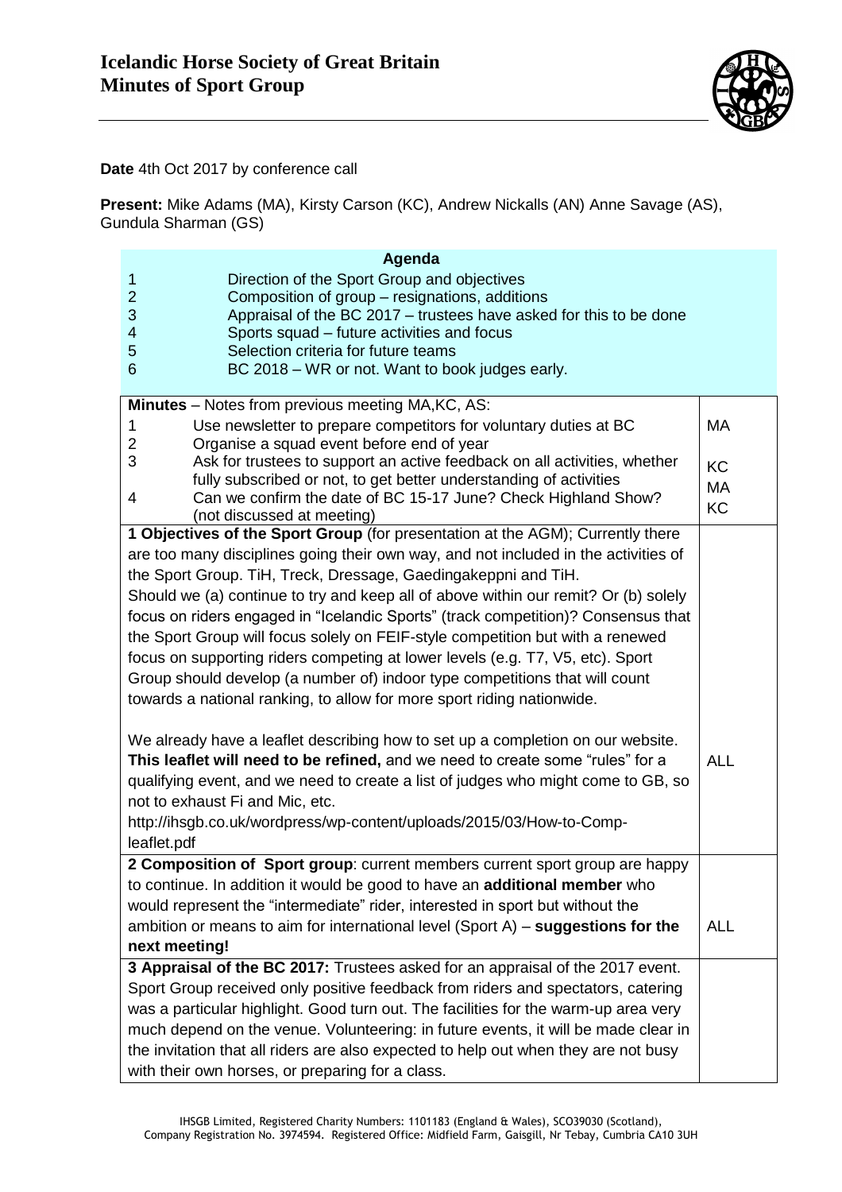# Icelandic Horse Society of Great Britain
# Minutes of Sport Group

**Date** 4th Oct 2017 by conference call

**Present:** Mike Adams (MA), Kirsty Carson (KC), Andrew Nickalls (AN) Anne Savage (AS), Gundula Sharman (GS)

**Agenda**

1. Direction of the Sport Group and objectives
2. Composition of group – resignations, additions
3. Appraisal of the BC 2017 – trustees have asked for this to be done
4. Sports squad – future activities and focus
5. Selection criteria for future teams
6. BC 2018 – WR or not. Want to book judges early.

| **Minutes** – Notes from previous meeting MA,KC, AS: | |
|---|---|
| 1 Use newsletter to prepare competitors for voluntary duties at BC<br>2 Organise a squad event before end of year<br>3 Ask for trustees to support an active feedback on all activities, whether fully subscribed or not, to get better understanding of activities<br>4 Can we confirm the date of BC 15-17 June? Check Highland Show? (not discussed at meeting) | MA<br><br>KC<br>MA<br>KC |
| **1 Objectives of the Sport Group** (for presentation at the AGM); Currently there are too many disciplines going their own way, and not included in the activities of the Sport Group. TiH, Treck, Dressage, Gaedingakeppni and TiH.<br>Should we (a) continue to try and keep all of above within our remit? Or (b) solely focus on riders engaged in "Icelandic Sports" (track competition)? Consensus that the Sport Group will focus solely on FEIF-style competition but with a renewed focus on supporting riders competing at lower levels (e.g. T7, V5, etc). Sport Group should develop (a number of) indoor type competitions that will count towards a national ranking, to allow for more sport riding nationwide.<br><br>We already have a leaflet describing how to set up a completion on our website. **This leaflet will need to be refined,** and we need to create some "rules" for a qualifying event, and we need to create a list of judges who might come to GB, so not to exhaust Fi and Mic, etc.<br>http://ihsgb.co.uk/wordpress/wp-content/uploads/2015/03/How-to-Comp-leaflet.pdf | ALL |
| **2 Composition of Sport group**: current members current sport group are happy to continue. In addition it would be good to have an **additional member** who would represent the "intermediate" rider, interested in sport but without the ambition or means to aim for international level (Sport A) – **suggestions for the next meeting!** | ALL |
| **3 Appraisal of the BC 2017:** Trustees asked for an appraisal of the 2017 event. Sport Group received only positive feedback from riders and spectators, catering was a particular highlight. Good turn out. The facilities for the warm-up area very much depend on the venue. Volunteering: in future events, it will be made clear in the invitation that all riders are also expected to help out when they are not busy with their own horses, or preparing for a class. | |

IHSGB Limited, Registered Charity Numbers: 1101183 (England & Wales), SCO39030 (Scotland), Company Registration No. 3974594. Registered Office: Midfield Farm, Gaisgill, Nr Tebay, Cumbria CA10 3UH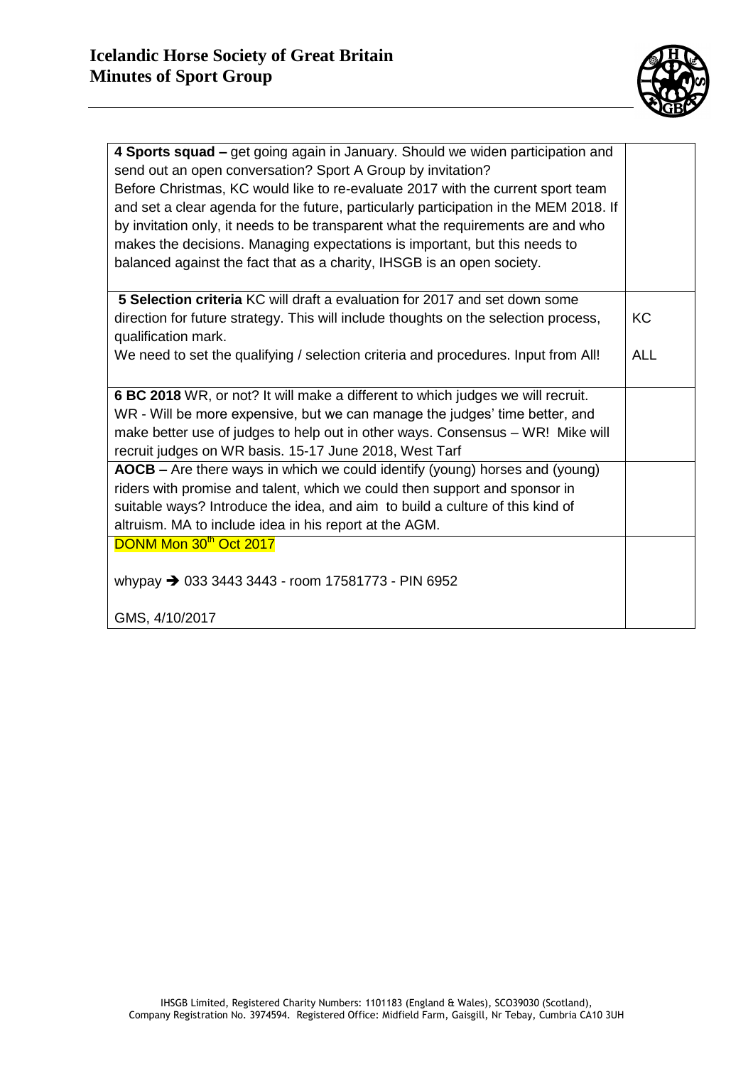| | |
|---|---|
| **4 Sports squad –** get going again in January. Should we widen participation and send out an open conversation? Sport A Group by invitation?<br>Before Christmas, KC would like to re-evaluate 2017 with the current sport team and set a clear agenda for the future, particularly participation in the MEM 2018. If by invitation only, it needs to be transparent what the requirements are and who makes the decisions. Managing expectations is important, but this needs to balanced against the fact that as a charity, IHSGB is an open society. | |
| **5 Selection criteria** KC will draft a evaluation for 2017 and set down some direction for future strategy. This will include thoughts on the selection process, qualification mark.<br>We need to set the qualifying / selection criteria and procedures. Input from All! | KC<br><br>ALL |
| **6 BC 2018** WR, or not? It will make a different to which judges we will recruit. WR - Will be more expensive, but we can manage the judges' time better, and make better use of judges to help out in other ways. Consensus – WR! Mike will recruit judges on WR basis. 15-17 June 2018, West Tarf | |
| **AOCB –** Are there ways in which we could identify (young) horses and (young) riders with promise and talent, which we could then support and sponsor in suitable ways? Introduce the idea, and aim to build a culture of this kind of altruism. MA to include idea in his report at the AGM. | |
| DONM Mon 30th Oct 2017<br><br>whypay → 033 3443 3443 - room 17581773 - PIN 6952<br><br>GMS, 4/10/2017 | |

IHSGB Limited, Registered Charity Numbers: 1101183 (England & Wales), SCO39030 (Scotland), Company Registration No. 3974594. Registered Office: Midfield Farm, Gaisgill, Nr Tebay, Cumbria CA10 3UH